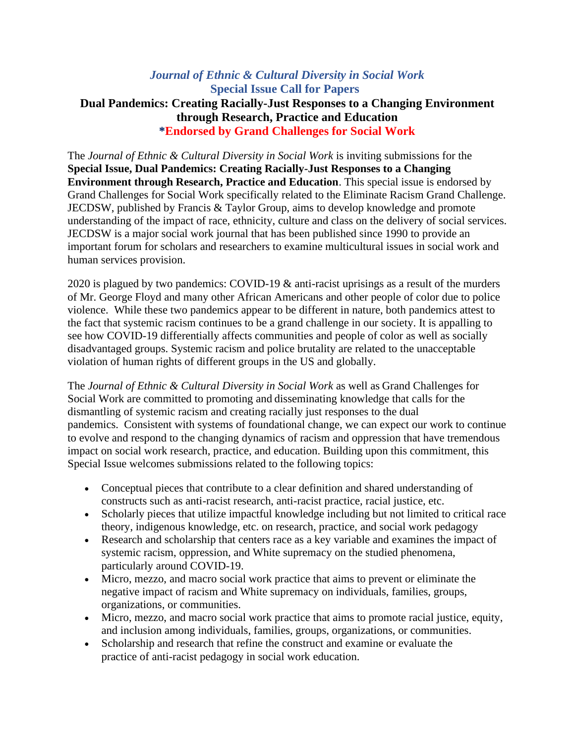# *Journal of Ethnic & Cultural Diversity in Social Work*

## Special Issue Call for Papers

## Dual Pandemics: Creating Racially-Just Responses to a Changing Environment through Research, Practice and Education

**\*Endorsed by Grand Challenges for Social Work**

The *Journal of Ethnic & Cultural Diversity in Social Work* is inviting submissions for the **Special Issue, Dual Pandemics: Creating Racially-Just Responses to a Changing Environment through Research, Practice and Education**. This special issue is endorsed by Grand Challenges for Social Work specifically related to the Eliminate Racism Grand Challenge. JECDSW, published by Francis & Taylor Group, aims to develop knowledge and promote understanding of the impact of race, ethnicity, culture and class on the delivery of social services. JECDSW is a major social work journal that has been published since 1990 to provide an important forum for scholars and researchers to examine multicultural issues in social work and human services provision.

2020 is plagued by two pandemics: COVID-19 & anti-racist uprisings as a result of the murders of Mr. George Floyd and many other African Americans and other people of color due to police violence. While these two pandemics appear to be different in nature, both pandemics attest to the fact that systemic racism continues to be a grand challenge in our society. It is appalling to see how COVID-19 differentially affects communities and people of color as well as socially disadvantaged groups. Systemic racism and police brutality are related to the unacceptable violation of human rights of different groups in the US and globally.

The *Journal of Ethnic & Cultural Diversity in Social Work* as well as Grand Challenges for Social Work are committed to promoting and disseminating knowledge that calls for the dismantling of systemic racism and creating racially just responses to the dual pandemics. Consistent with systems of foundational change, we can expect our work to continue to evolve and respond to the changing dynamics of racism and oppression that have tremendous impact on social work research, practice, and education. Building upon this commitment, this Special Issue welcomes submissions related to the following topics:

- Conceptual pieces that contribute to a clear definition and shared understanding of constructs such as anti-racist research, anti-racist practice, racial justice, etc.
- Scholarly pieces that utilize impactful knowledge including but not limited to critical race theory, indigenous knowledge, etc. on research, practice, and social work pedagogy
- Research and scholarship that centers race as a key variable and examines the impact of systemic racism, oppression, and White supremacy on the studied phenomena, particularly around COVID-19.
- Micro, mezzo, and macro social work practice that aims to prevent or eliminate the negative impact of racism and White supremacy on individuals, families, groups, organizations, or communities.
- Micro, mezzo, and macro social work practice that aims to promote racial justice, equity, and inclusion among individuals, families, groups, organizations, or communities.
- Scholarship and research that refine the construct and examine or evaluate the practice of anti-racist pedagogy in social work education.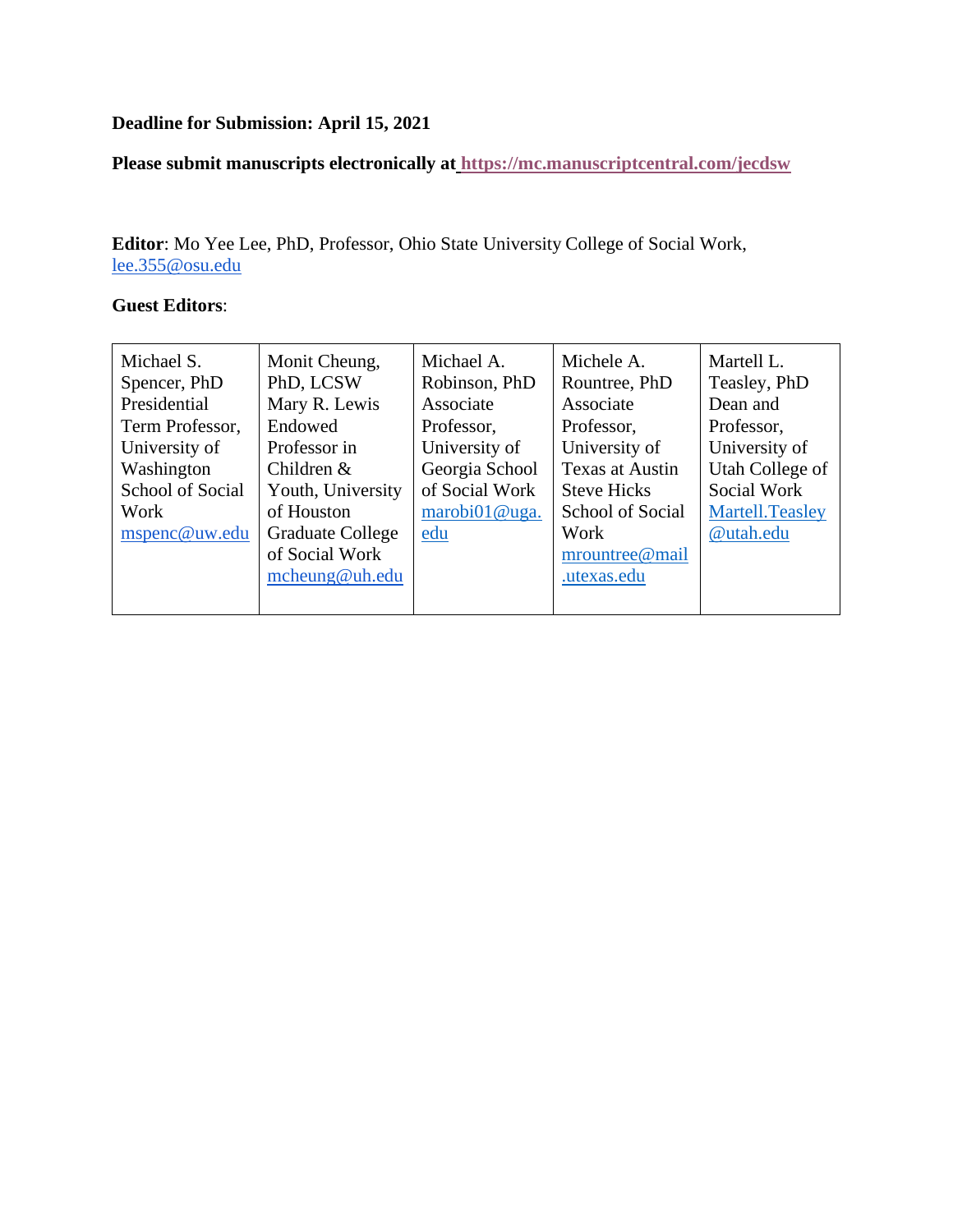**Deadline for Submission: April 15, 2021**

**Please submit manuscripts electronically at https://mc.manuscriptcentral.com/jecdsw**

**Editor**: Mo Yee Lee, PhD, Professor, Ohio State University College of Social Work, lee.355@osu.edu

**Guest Editors**:

| | | | | |
|---|---|---|---|---|
| Michael S. Spencer, PhD Presidential Term Professor, University of Washington School of Social Work mspenc@uw.edu | Monit Cheung, PhD, LCSW Mary R. Lewis Endowed Professor in Children & Youth, University of Houston Graduate College of Social Work mcheung@uh.edu | Michael A. Robinson, PhD Associate Professor, University of Georgia School of Social Work marobi01@uga.edu | Michele A. Rountree, PhD Associate Professor, University of Texas at Austin Steve Hicks School of Social Work mrountree@mail.utexas.edu | Martell L. Teasley, PhD Dean and Professor, University of Utah College of Social Work Martell.Teasley@utah.edu |